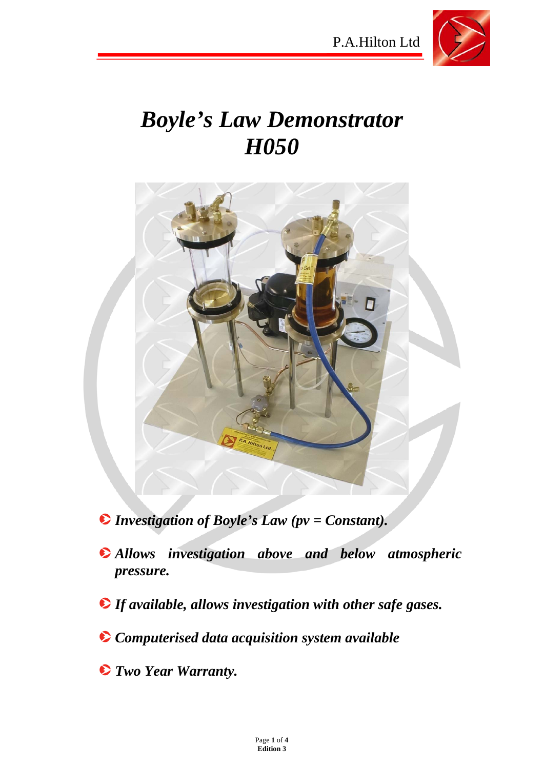# *Boyle's Law Demonstrator H050*

- ***Investigation of Boyle's Law (pv = Constant).***
- ***Allows investigation above and below atmospheric pressure.***
- ***If available, allows investigation with other safe gases.***
- ***Computerised data acquisition system available***
- ***Two Year Warranty.***

**Edition 3**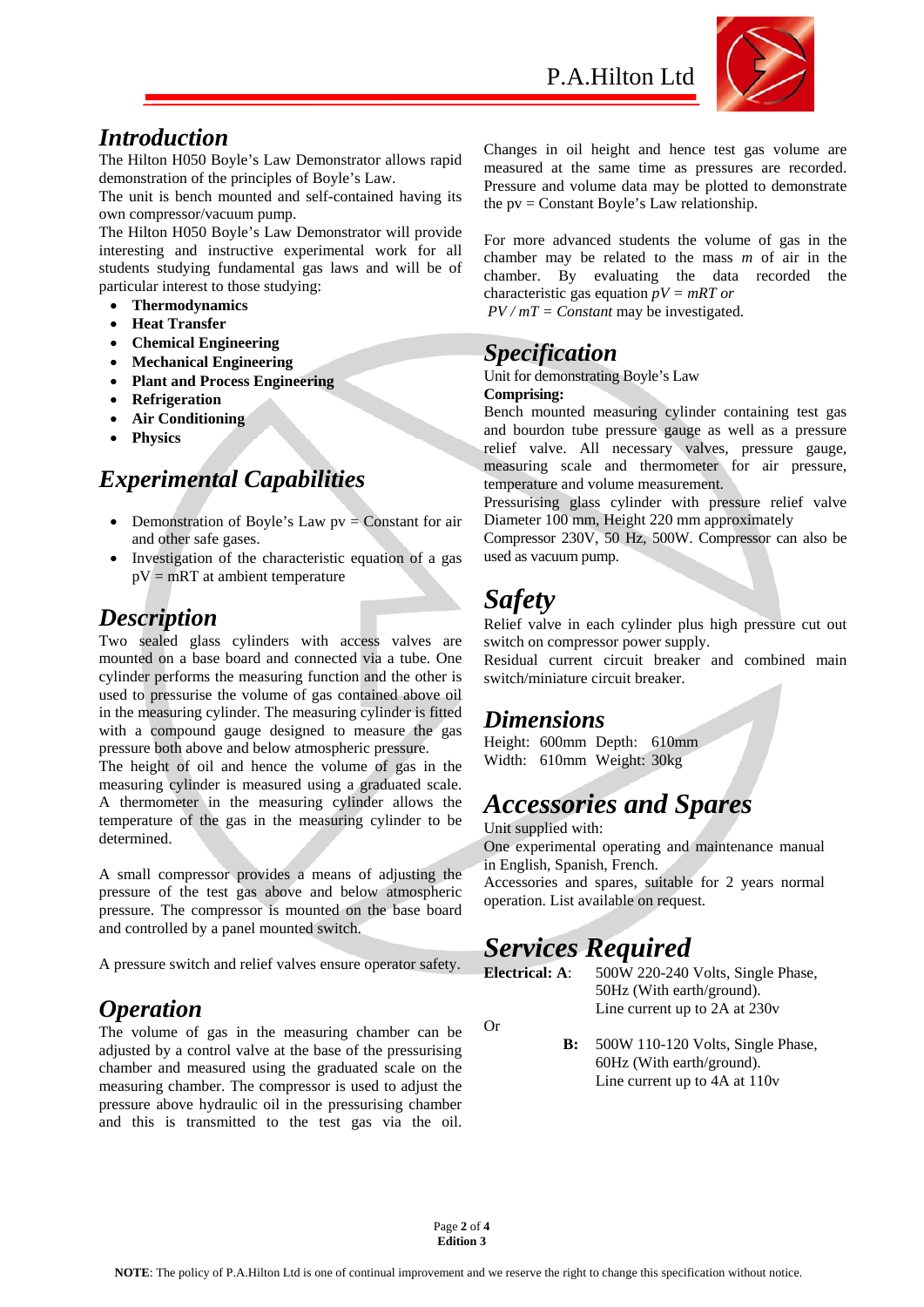## *Introduction*

The Hilton H050 Boyle's Law Demonstrator allows rapid demonstration of the principles of Boyle's Law.

The unit is bench mounted and self-contained having its own compressor/vacuum pump.

The Hilton H050 Boyle's Law Demonstrator will provide interesting and instructive experimental work for all students studying fundamental gas laws and will be of particular interest to those studying:

- **Thermodynamics**
- **Heat Transfer**
- **Chemical Engineering**
- **Mechanical Engineering**
- **Plant and Process Engineering**
- **Refrigeration**
- **Air Conditioning**
- **Physics**

## *Experimental Capabilities*

- Demonstration of Boyle's Law pv = Constant for air and other safe gases.
- Investigation of the characteristic equation of a gas pV = mRT at ambient temperature

## *Description*

Two sealed glass cylinders with access valves are mounted on a base board and connected via a tube. One cylinder performs the measuring function and the other is used to pressurise the volume of gas contained above oil in the measuring cylinder. The measuring cylinder is fitted with a compound gauge designed to measure the gas pressure both above and below atmospheric pressure.

The height of oil and hence the volume of gas in the measuring cylinder is measured using a graduated scale. A thermometer in the measuring cylinder allows the temperature of the gas in the measuring cylinder to be determined.

A small compressor provides a means of adjusting the pressure of the test gas above and below atmospheric pressure. The compressor is mounted on the base board and controlled by a panel mounted switch.

A pressure switch and relief valves ensure operator safety.

## *Operation*

The volume of gas in the measuring chamber can be adjusted by a control valve at the base of the pressurising chamber and measured using the graduated scale on the measuring chamber. The compressor is used to adjust the pressure above hydraulic oil in the pressurising chamber and this is transmitted to the test gas via the oil. Changes in oil height and hence test gas volume are measured at the same time as pressures are recorded. Pressure and volume data may be plotted to demonstrate the pv = Constant Boyle's Law relationship.

For more advanced students the volume of gas in the chamber may be related to the mass $m$ of air in the chamber. By evaluating the data recorded the characteristic gas equation $pV = mRT$ *or* $PV / mT = Constant$ may be investigated.

## *Specification*

Unit for demonstrating Boyle's Law

**Comprising:**

Bench mounted measuring cylinder containing test gas and bourdon tube pressure gauge as well as a pressure relief valve. All necessary valves, pressure gauge, measuring scale and thermometer for air pressure, temperature and volume measurement.

Pressurising glass cylinder with pressure relief valve Diameter 100 mm, Height 220 mm approximately

Compressor 230V, 50 Hz, 500W. Compressor can also be used as vacuum pump.

## *Safety*

Relief valve in each cylinder plus high pressure cut out switch on compressor power supply.

Residual current circuit breaker and combined main switch/miniature circuit breaker.

## *Dimensions*

Height: 600mm Depth: 610mm
Width: 610mm Weight: 30kg

## *Accessories and Spares*

Unit supplied with:

One experimental operating and maintenance manual in English, Spanish, French.

Accessories and spares, suitable for 2 years normal operation. List available on request.

## *Services Required*

**Electrical: A**: 500W 220-240 Volts, Single Phase, 50Hz (With earth/ground). Line current up to 2A at 230v

Or

**B:** 500W 110-120 Volts, Single Phase, 60Hz (With earth/ground). Line current up to 4A at 110v

**NOTE**: The policy of P.A.Hilton Ltd is one of continual improvement and we reserve the right to change this specification without notice.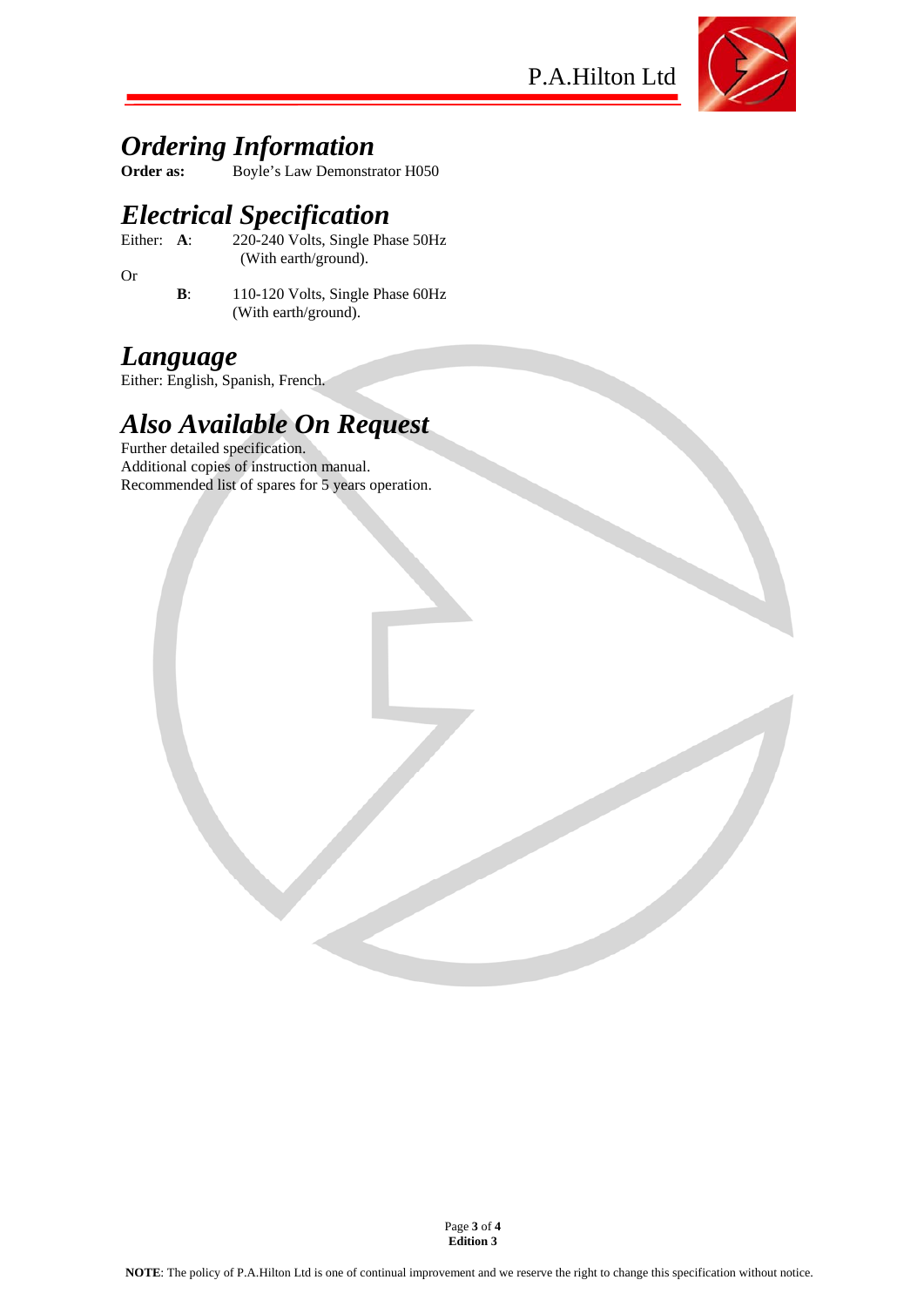## *Ordering Information*

**Order as:** Boyle's Law Demonstrator H050

## *Electrical Specification*

Either: **A**: 220-240 Volts, Single Phase 50Hz (With earth/ground).

Or

**B**: 110-120 Volts, Single Phase 60Hz (With earth/ground).

## *Language*

Either: English, Spanish, French.

## *Also Available On Request*

Further detailed specification.
Additional copies of instruction manual.
Recommended list of spares for 5 years operation.

**Edition 3**

**NOTE**: The policy of P.A.Hilton Ltd is one of continual improvement and we reserve the right to change this specification without notice.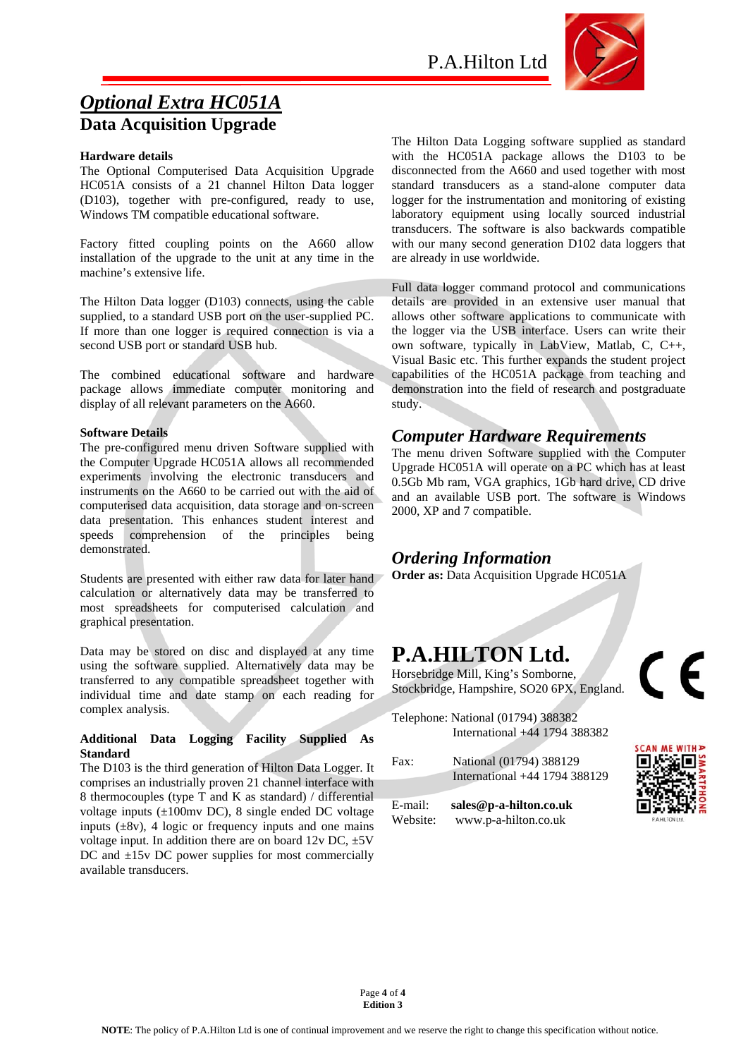# *Optional Extra HC051A*

## Data Acquisition Upgrade

**Hardware details**

The Optional Computerised Data Acquisition Upgrade HC051A consists of a 21 channel Hilton Data logger (D103), together with pre-configured, ready to use, Windows TM compatible educational software.

Factory fitted coupling points on the A660 allow installation of the upgrade to the unit at any time in the machine's extensive life.

The Hilton Data logger (D103) connects, using the cable supplied, to a standard USB port on the user-supplied PC. If more than one logger is required connection is via a second USB port or standard USB hub.

The combined educational software and hardware package allows immediate computer monitoring and display of all relevant parameters on the A660.

**Software Details**

The pre-configured menu driven Software supplied with the Computer Upgrade HC051A allows all recommended experiments involving the electronic transducers and instruments on the A660 to be carried out with the aid of computerised data acquisition, data storage and on-screen data presentation. This enhances student interest and speeds comprehension of the principles being demonstrated.

Students are presented with either raw data for later hand calculation or alternatively data may be transferred to most spreadsheets for computerised calculation and graphical presentation.

Data may be stored on disc and displayed at any time using the software supplied. Alternatively data may be transferred to any compatible spreadsheet together with individual time and date stamp on each reading for complex analysis.

**Additional Data Logging Facility Supplied As Standard**

The D103 is the third generation of Hilton Data Logger. It comprises an industrially proven 21 channel interface with 8 thermocouples (type T and K as standard) / differential voltage inputs (±100mv DC), 8 single ended DC voltage inputs (±8v), 4 logic or frequency inputs and one mains voltage input. In addition there are on board 12v DC, ±5V DC and ±15v DC power supplies for most commercially available transducers.

The Hilton Data Logging software supplied as standard with the HC051A package allows the D103 to be disconnected from the A660 and used together with most standard transducers as a stand-alone computer data logger for the instrumentation and monitoring of existing laboratory equipment using locally sourced industrial transducers. The software is also backwards compatible with our many second generation D102 data loggers that are already in use worldwide.

Full data logger command protocol and communications details are provided in an extensive user manual that allows other software applications to communicate with the logger via the USB interface. Users can write their own software, typically in LabView, Matlab, C, C++, Visual Basic etc. This further expands the student project capabilities of the HC051A package from teaching and demonstration into the field of research and postgraduate study.

## *Computer Hardware Requirements*

The menu driven Software supplied with the Computer Upgrade HC051A will operate on a PC which has at least 0.5Gb Mb ram, VGA graphics, 1Gb hard drive, CD drive and an available USB port. The software is Windows 2000, XP and 7 compatible.

## *Ordering Information*

**Order as:** Data Acquisition Upgrade HC051A

# P.A.HILTON Ltd.

Horsebridge Mill, King's Somborne,
Stockbridge, Hampshire, SO20 6PX, England.

Telephone: National (01794) 388382
International +44 1794 388382

Fax: National (01794) 388129
International +44 1794 388129

E-mail: **sales@p-a-hilton.co.uk**
Website: www.p-a-hilton.co.uk

**Edition 3**

**NOTE**: The policy of P.A.Hilton Ltd is one of continual improvement and we reserve the right to change this specification without notice.